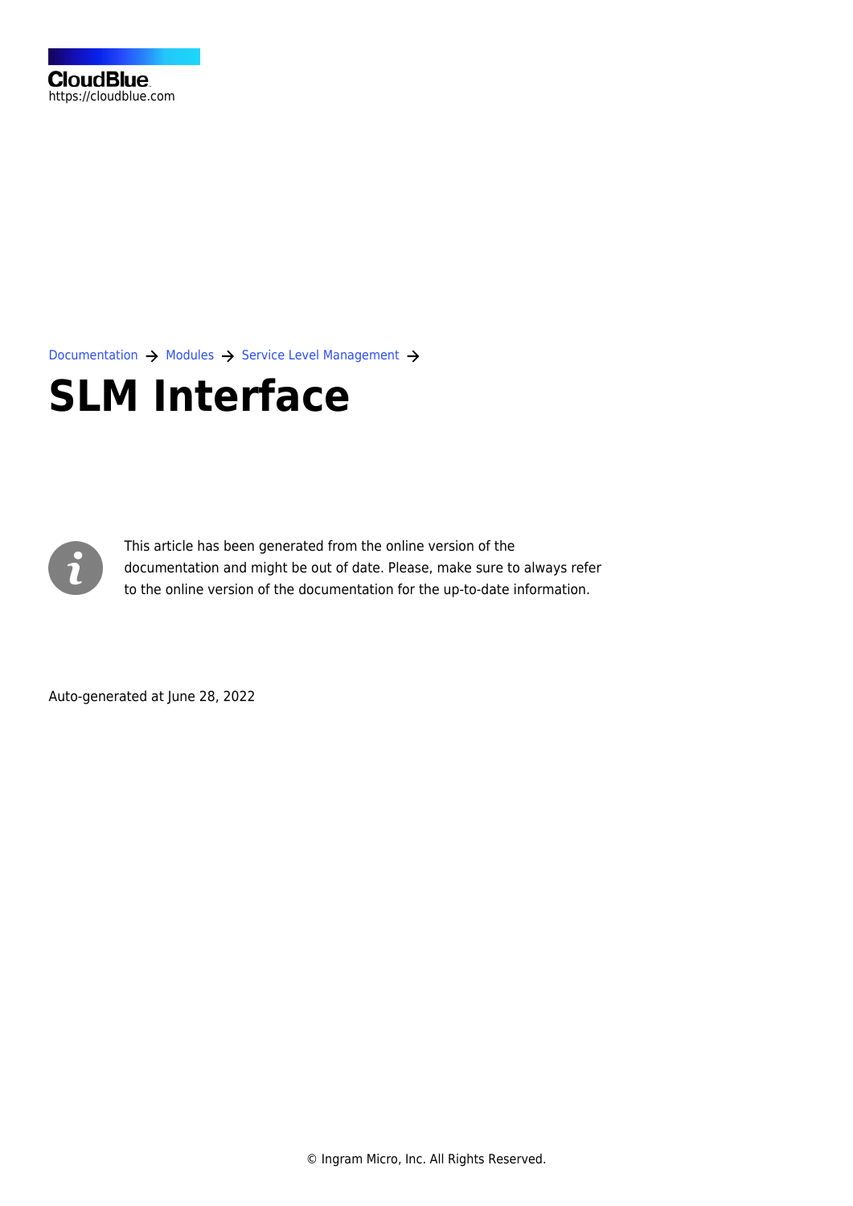CloudBlue
https://cloudblue.com

Documentation → Modules → Service Level Management →

# SLM Interface

This article has been generated from the online version of the documentation and might be out of date. Please, make sure to always refer to the online version of the documentation for the up-to-date information.

Auto-generated at June 28, 2022

© Ingram Micro, Inc. All Rights Reserved.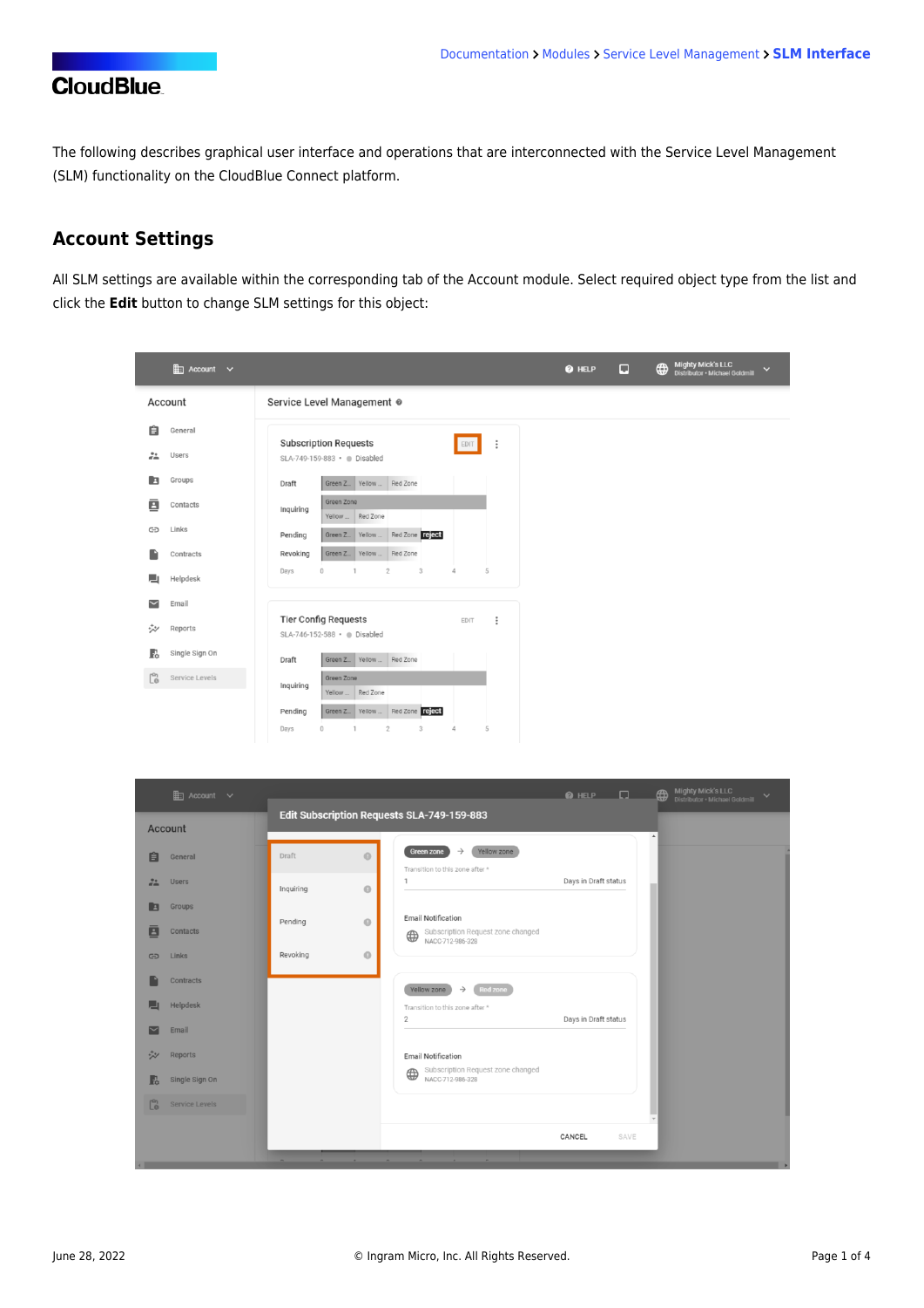The following describes graphical user interface and operations that are interconnected with the Service Level Management (SLM) functionality on the CloudBlue Connect platform.

## Account Settings

All SLM settings are available within the corresponding tab of the Account module. Select required object type from the list and click the **Edit** button to change SLM settings for this object: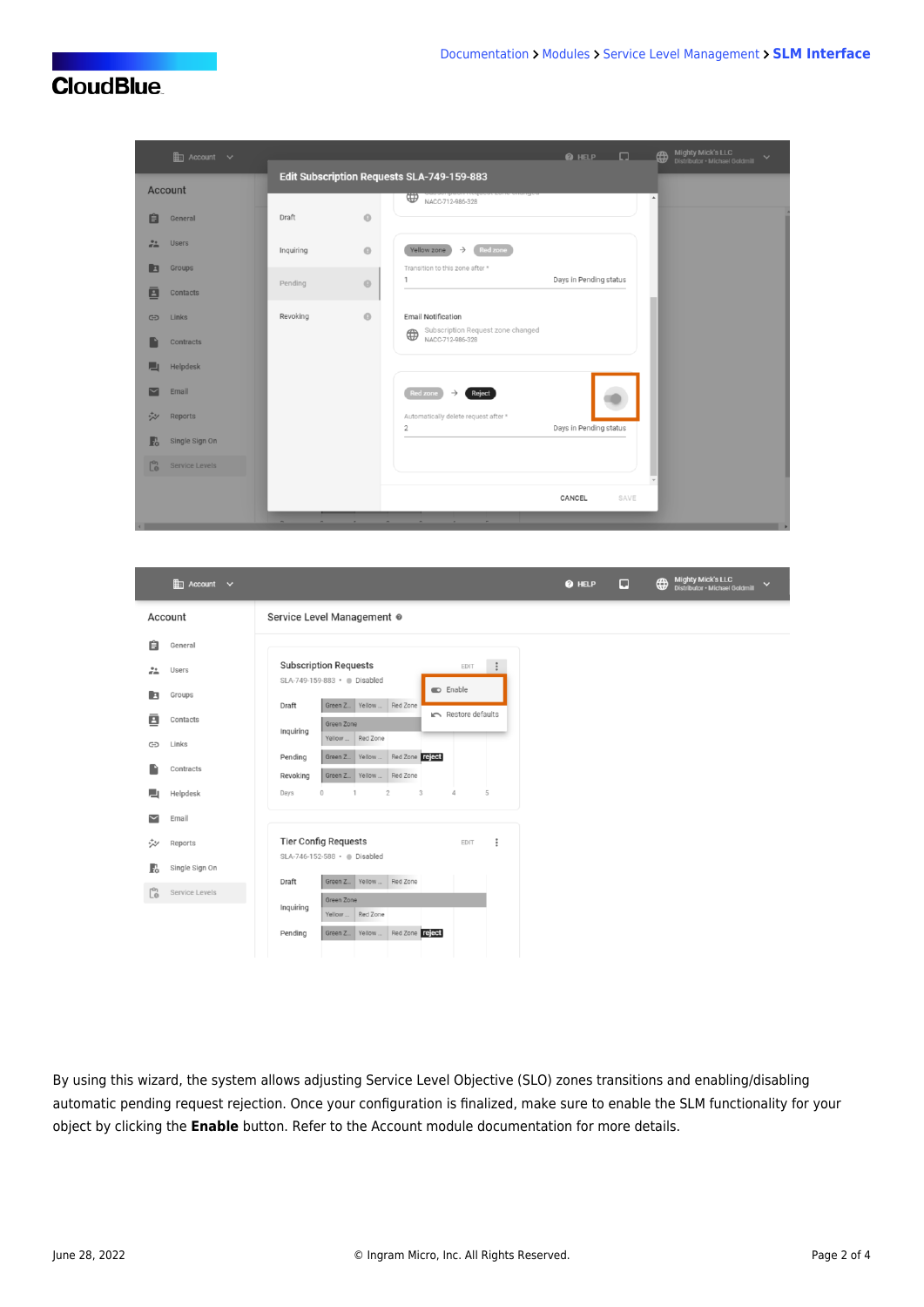By using this wizard, the system allows adjusting Service Level Objective (SLO) zones transitions and enabling/disabling automatic pending request rejection. Once your configuration is finalized, make sure to enable the SLM functionality for your object by clicking the **Enable** button. Refer to the Account module documentation for more details.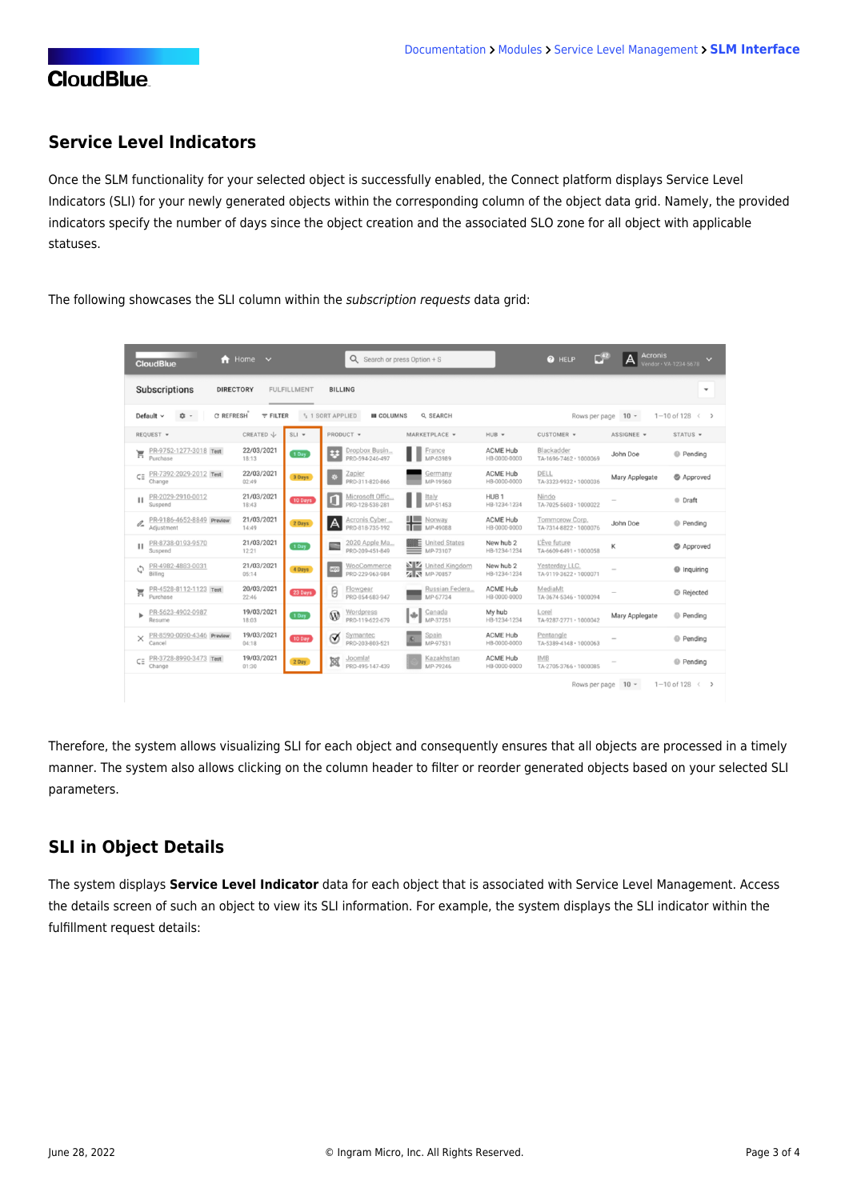## Service Level Indicators

Once the SLM functionality for your selected object is successfully enabled, the Connect platform displays Service Level Indicators (SLI) for your newly generated objects within the corresponding column of the object data grid. Namely, the provided indicators specify the number of days since the object creation and the associated SLO zone for all object with applicable statuses.

The following showcases the SLI column within the *subscription requests* data grid:

Therefore, the system allows visualizing SLI for each object and consequently ensures that all objects are processed in a timely manner. The system also allows clicking on the column header to filter or reorder generated objects based on your selected SLI parameters.

## SLI in Object Details

The system displays **Service Level Indicator** data for each object that is associated with Service Level Management. Access the details screen of such an object to view its SLI information. For example, the system displays the SLI indicator within the fulfillment request details: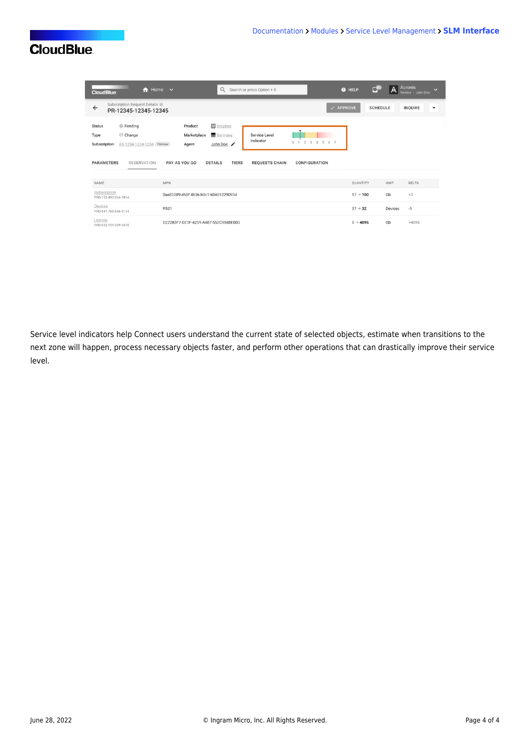Service level indicators help Connect users understand the current state of selected objects, estimate when transitions to the next zone will happen, process necessary objects faster, and perform other operations that can drastically improve their service level.